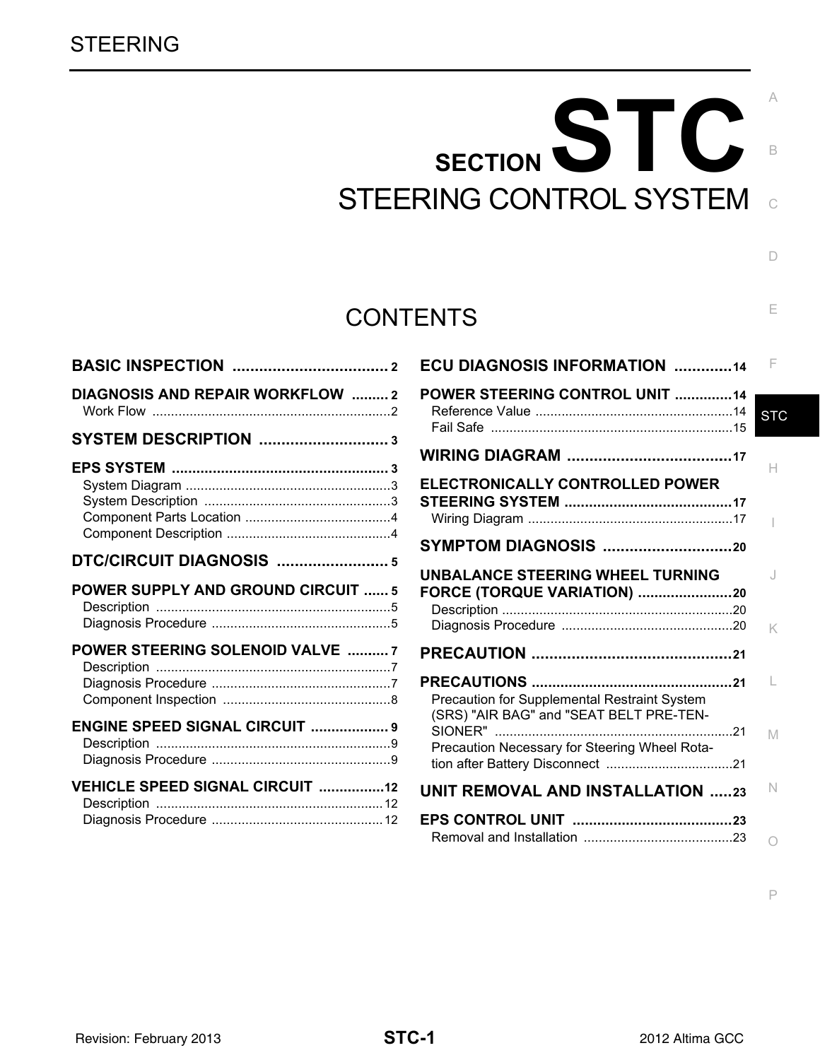STEERING

# SECTION STC

# STEERING CONTROL SYSTEM

## CONTENTS

**BASIC INSPECTION** .................................... 2

**DIAGNOSIS AND REPAIR WORKFLOW** .......... 2
- Work Flow ................................................................ 2

**SYSTEM DESCRIPTION** ............................. 3

**EPS SYSTEM** .................................................... 3
- System Diagram ....................................................... 3
- System Description .................................................. 3
- Component Parts Location ....................................... 4
- Component Description ............................................ 4

**DTC/CIRCUIT DIAGNOSIS** ......................... 5

**POWER SUPPLY AND GROUND CIRCUIT** ...... 5
- Description ............................................................... 5
- Diagnosis Procedure ................................................ 5

**POWER STEERING SOLENOID VALVE** .......... 7
- Description ............................................................... 7
- Diagnosis Procedure ................................................ 7
- Component Inspection ............................................. 8

**ENGINE SPEED SIGNAL CIRCUIT** ................... 9
- Description ............................................................... 9
- Diagnosis Procedure ................................................ 9

**VEHICLE SPEED SIGNAL CIRCUIT** ................ 12
- Description ............................................................. 12
- Diagnosis Procedure .............................................. 12

**ECU DIAGNOSIS INFORMATION** ............. 14

**POWER STEERING CONTROL UNIT** .............. 14
- Reference Value ..................................................... 14
- Fail Safe ................................................................ 15

**WIRING DIAGRAM** ..................................... 17

**ELECTRONICALLY CONTROLLED POWER STEERING SYSTEM** ......................................... 17
- Wiring Diagram ....................................................... 17

**SYMPTOM DIAGNOSIS** ............................. 20

**UNBALANCE STEERING WHEEL TURNING FORCE (TORQUE VARIATION)** ....................... 20
- Description .............................................................. 20
- Diagnosis Procedure .............................................. 20

**PRECAUTION** ............................................. 21

**PRECAUTIONS** ................................................ 21
- Precaution for Supplemental Restraint System (SRS) "AIR BAG" and "SEAT BELT PRE-TENSIONER" ................................................................ 21
- Precaution Necessary for Steering Wheel Rotation after Battery Disconnect .................................. 21

**UNIT REMOVAL AND INSTALLATION** ..... 23

**EPS CONTROL UNIT** ....................................... 23
- Removal and Installation ........................................ 23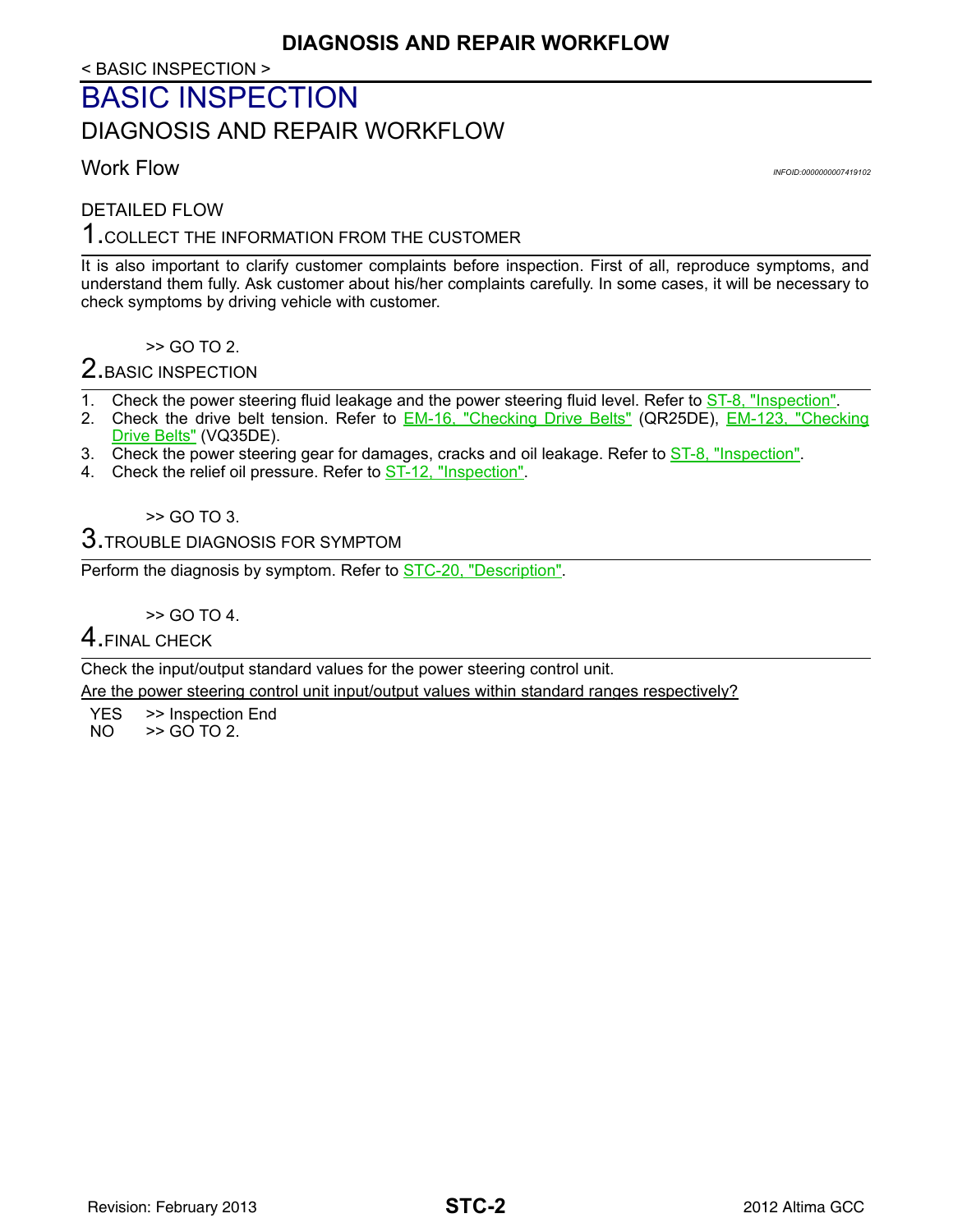< BASIC INSPECTION >

# BASIC INSPECTION

## DIAGNOSIS AND REPAIR WORKFLOW

### Work Flow

INFOID:0000000007419102

DETAILED FLOW

**1.** COLLECT THE INFORMATION FROM THE CUSTOMER

It is also important to clarify customer complaints before inspection. First of all, reproduce symptoms, and understand them fully. Ask customer about his/her complaints carefully. In some cases, it will be necessary to check symptoms by driving vehicle with customer.

>> GO TO 2.

**2.** BASIC INSPECTION

1. Check the power steering fluid leakage and the power steering fluid level. Refer to ST-8, "Inspection".
2. Check the drive belt tension. Refer to EM-16, "Checking Drive Belts" (QR25DE), EM-123, "Checking Drive Belts" (VQ35DE).
3. Check the power steering gear for damages, cracks and oil leakage. Refer to ST-8, "Inspection".
4. Check the relief oil pressure. Refer to ST-12, "Inspection".

>> GO TO 3.

**3.** TROUBLE DIAGNOSIS FOR SYMPTOM

Perform the diagnosis by symptom. Refer to STC-20, "Description".

>> GO TO 4.

**4.** FINAL CHECK

Check the input/output standard values for the power steering control unit.

Are the power steering control unit input/output values within standard ranges respectively?

YES >> Inspection End
NO >> GO TO 2.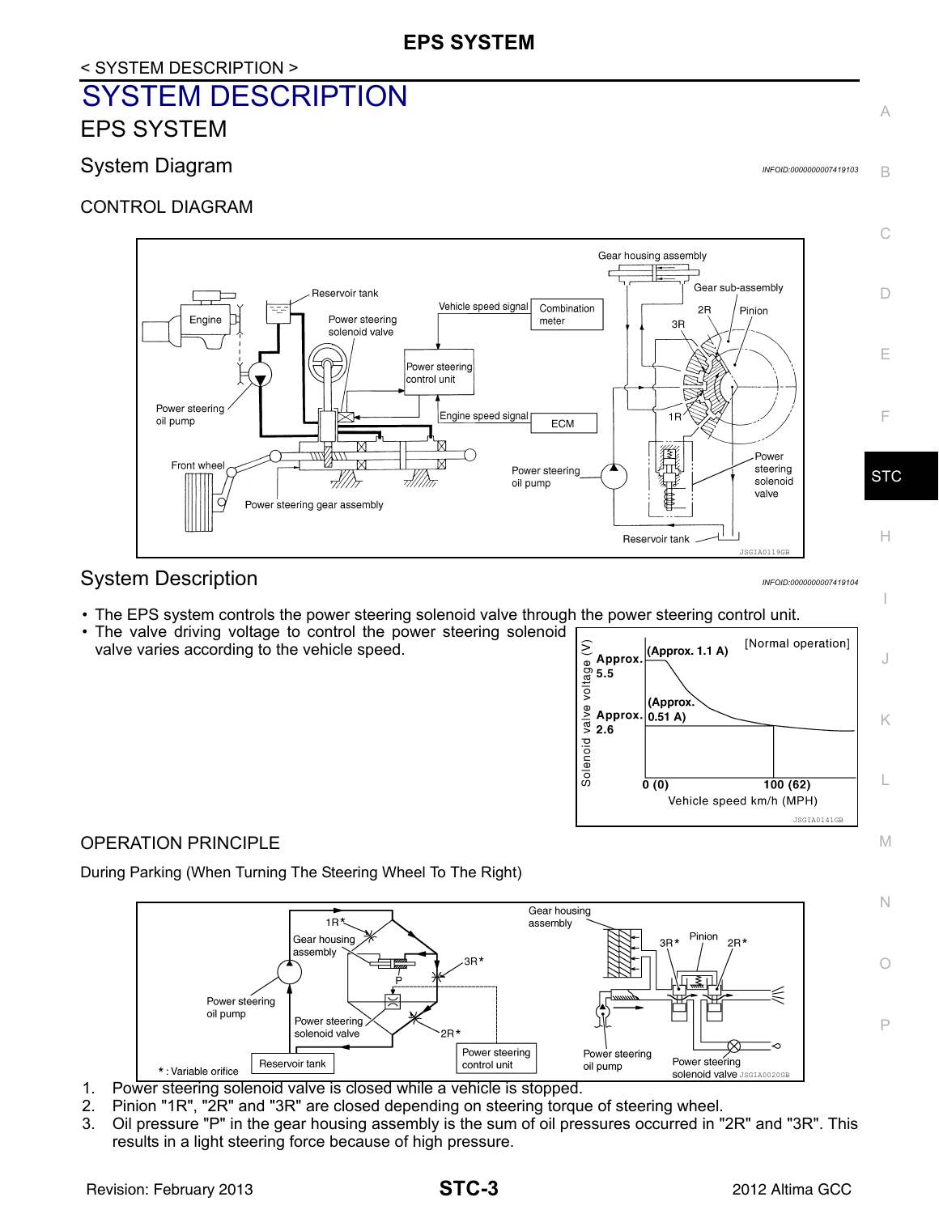# SYSTEM DESCRIPTION

## EPS SYSTEM

### System Diagram

INFOID:0000000007419103

#### CONTROL DIAGRAM

### System Description

INFOID:0000000007419104

- The EPS system controls the power steering solenoid valve through the power steering control unit.
- The valve driving voltage to control the power steering solenoid valve varies according to the vehicle speed.

#### OPERATION PRINCIPLE

During Parking (When Turning The Steering Wheel To The Right)

1. Power steering solenoid valve is closed while a vehicle is stopped.
2. Pinion "1R", "2R" and "3R" are closed depending on steering torque of steering wheel.
3. Oil pressure "P" in the gear housing assembly is the sum of oil pressures occurred in "2R" and "3R". This results in a light steering force because of high pressure.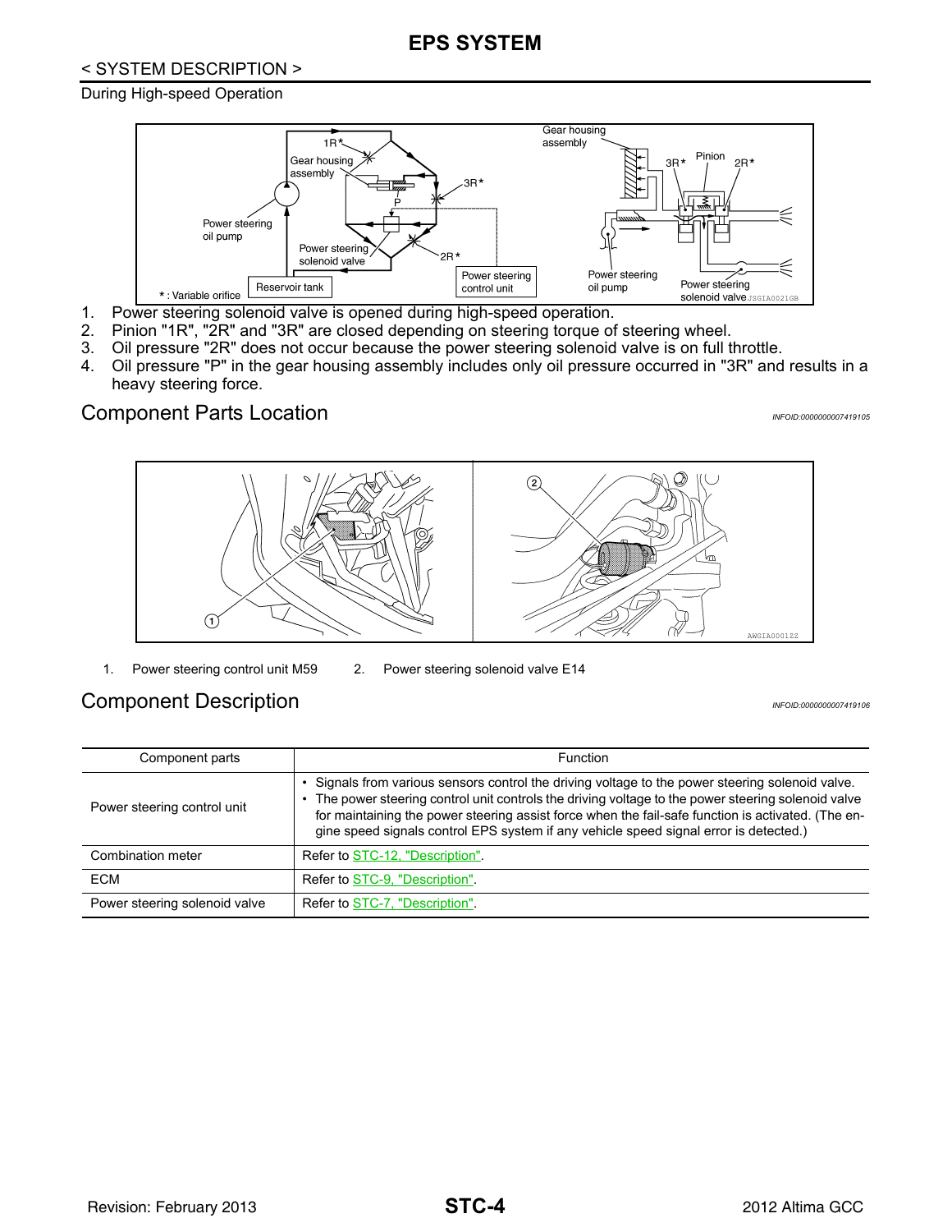During High-speed Operation

1. Power steering solenoid valve is opened during high-speed operation.
2. Pinion "1R", "2R" and "3R" are closed depending on steering torque of steering wheel.
3. Oil pressure "2R" does not occur because the power steering solenoid valve is on full throttle.
4. Oil pressure "P" in the gear housing assembly includes only oil pressure occurred in "3R" and results in a heavy steering force.

## Component Parts Location

INFOID:0000000007419105

1. Power steering control unit M59
2. Power steering solenoid valve E14

## Component Description

INFOID:0000000007419106

| Component parts | Function |
|---|---|
| Power steering control unit | • Signals from various sensors control the driving voltage to the power steering solenoid valve.<br>• The power steering control unit controls the driving voltage to the power steering solenoid valve for maintaining the power steering assist force when the fail-safe function is activated. (The engine speed signals control EPS system if any vehicle speed signal error is detected.) |
| Combination meter | Refer to STC-12, "Description". |
| ECM | Refer to STC-9, "Description". |
| Power steering solenoid valve | Refer to STC-7, "Description". |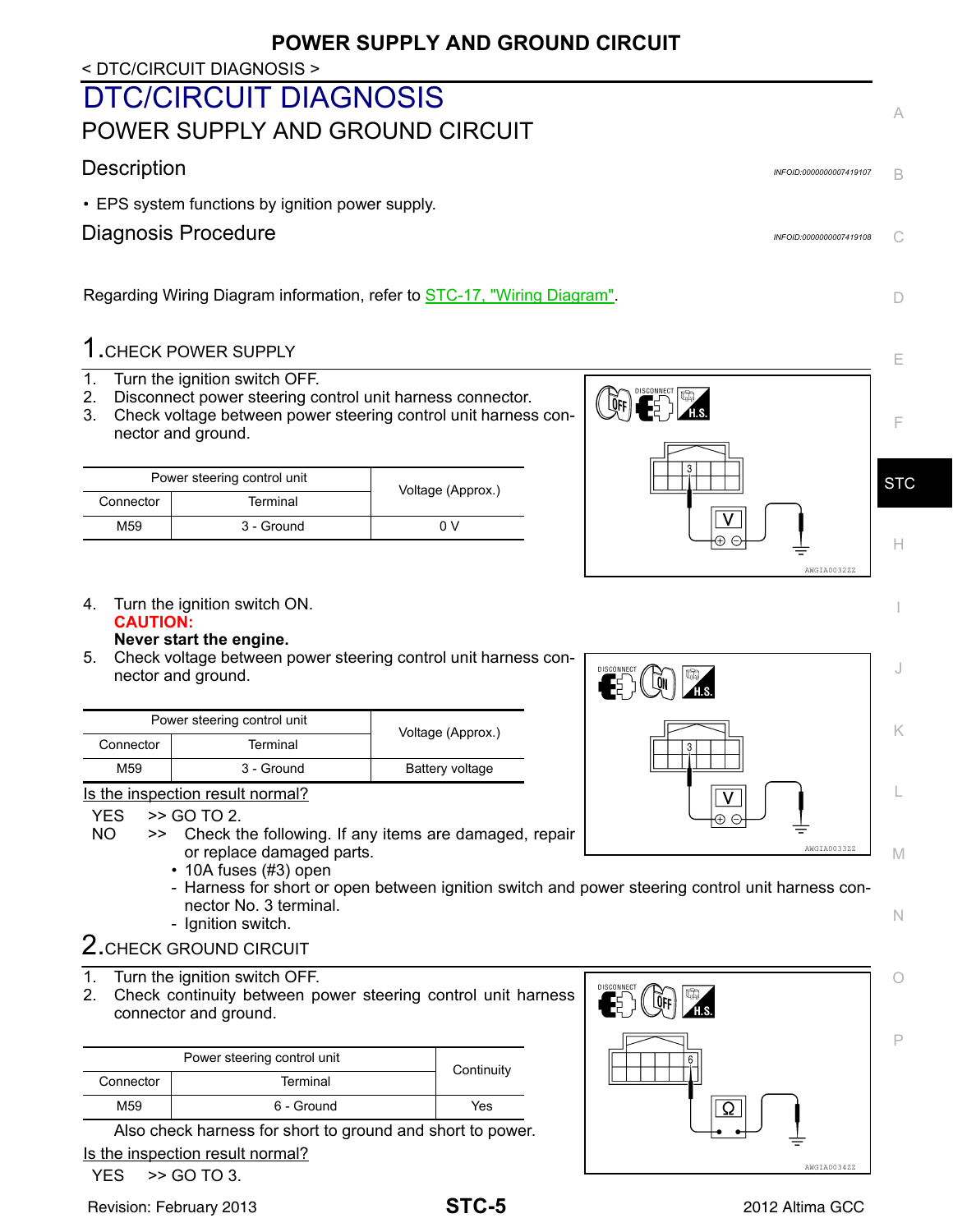# DTC/CIRCUIT DIAGNOSIS

## POWER SUPPLY AND GROUND CIRCUIT

### Description

INFOID:0000000007419107

- EPS system functions by ignition power supply.

### Diagnosis Procedure

INFOID:0000000007419108

Regarding Wiring Diagram information, refer to STC-17, "Wiring Diagram".

**1.** CHECK POWER SUPPLY

1. Turn the ignition switch OFF.
2. Disconnect power steering control unit harness connector.
3. Check voltage between power steering control unit harness connector and ground.

| Power steering control unit | | Voltage (Approx.) |
|---|---|---|
| Connector | Terminal | |
| M59 | 3 - Ground | 0 V |

AWGIA0032ZZ

4. Turn the ignition switch ON.
   **CAUTION:**
   **Never start the engine.**
5. Check voltage between power steering control unit harness connector and ground.

| Power steering control unit | | Voltage (Approx.) |
|---|---|---|
| Connector | Terminal | |
| M59 | 3 - Ground | Battery voltage |

AWGIA0033ZZ

Is the inspection result normal?

YES >> GO TO 2.
NO >> Check the following. If any items are damaged, repair or replace damaged parts.
- 10A fuses (#3) open
- Harness for short or open between ignition switch and power steering control unit harness connector No. 3 terminal.
- Ignition switch.

**2.** CHECK GROUND CIRCUIT

1. Turn the ignition switch OFF.
2. Check continuity between power steering control unit harness connector and ground.

| Power steering control unit | | Continuity |
|---|---|---|
| Connector | Terminal | |
| M59 | 6 - Ground | Yes |

Also check harness for short to ground and short to power.

AWGIA0034ZZ

Is the inspection result normal?

YES >> GO TO 3.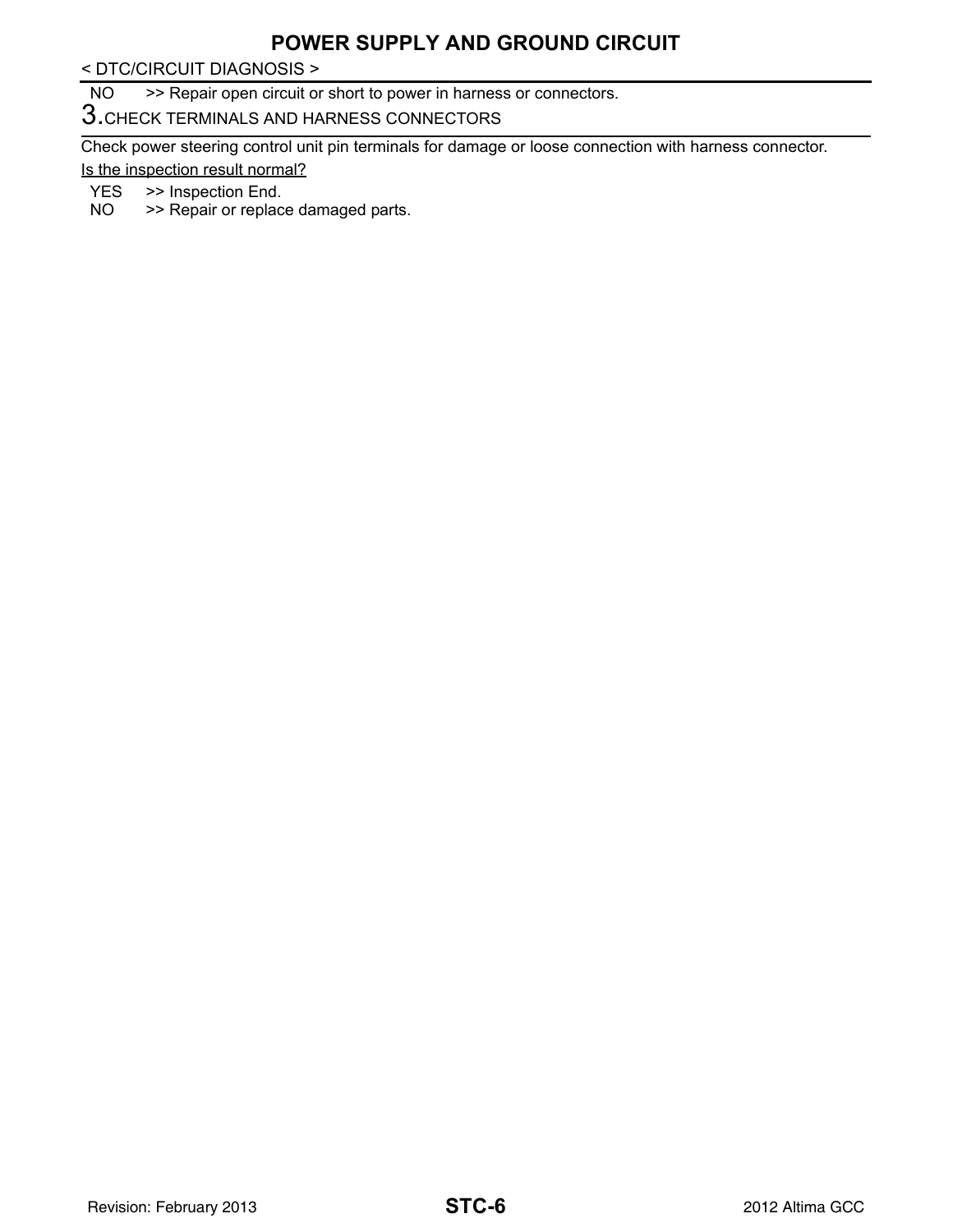NO >> Repair open circuit or short to power in harness or connectors.

### 3. CHECK TERMINALS AND HARNESS CONNECTORS

Check power steering control unit pin terminals for damage or loose connection with harness connector.

Is the inspection result normal?

YES >> Inspection End.

NO >> Repair or replace damaged parts.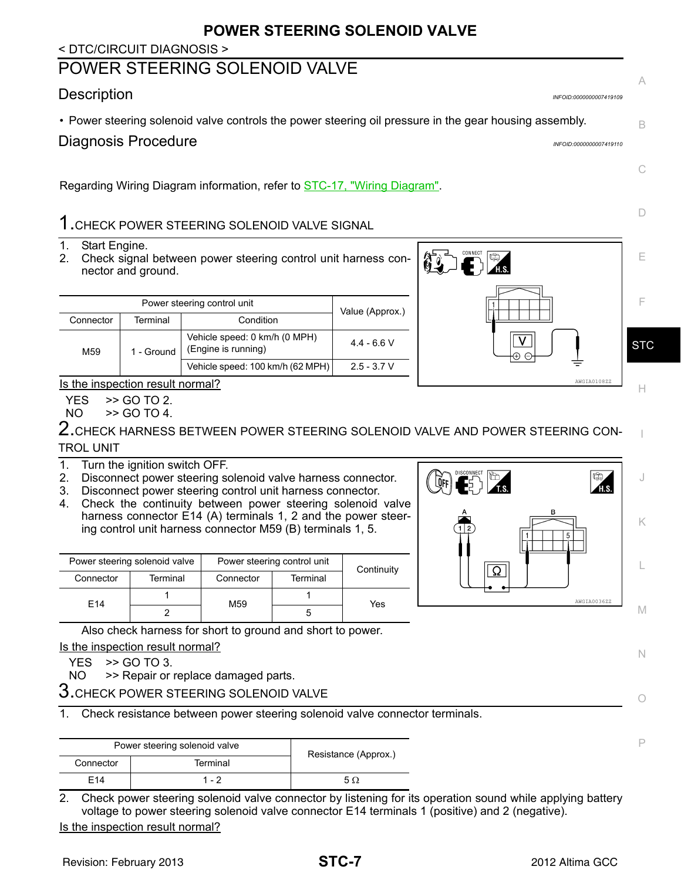< DTC/CIRCUIT DIAGNOSIS >

# POWER STEERING SOLENOID VALVE

## Description

INFOID:0000000007419109

- Power steering solenoid valve controls the power steering oil pressure in the gear housing assembly.

## Diagnosis Procedure

INFOID:0000000007419110

Regarding Wiring Diagram information, refer to STC-17, "Wiring Diagram".

### 1.CHECK POWER STEERING SOLENOID VALVE SIGNAL

1. Start Engine.
2. Check signal between power steering control unit harness connector and ground.

| Power steering control unit | | | Value (Approx.) |
|---|---|---|---|
| Connector | Terminal | Condition | |
| M59 | 1 - Ground | Vehicle speed: 0 km/h (0 MPH) (Engine is running) | 4.4 - 6.6 V |
| | | Vehicle speed: 100 km/h (62 MPH) | 2.5 - 3.7 V |

AWGIA0108ZZ

Is the inspection result normal?

YES >> GO TO 2.
NO >> GO TO 4.

### 2.CHECK HARNESS BETWEEN POWER STEERING SOLENOID VALVE AND POWER STEERING CONTROL UNIT

1. Turn the ignition switch OFF.
2. Disconnect power steering solenoid valve harness connector.
3. Disconnect power steering control unit harness connector.
4. Check the continuity between power steering solenoid valve harness connector E14 (A) terminals 1, 2 and the power steering control unit harness connector M59 (B) terminals 1, 5.

| Power steering solenoid valve | | Power steering control unit | | Continuity |
|---|---|---|---|---|
| Connector | Terminal | Connector | Terminal | |
| E14 | 1 | M59 | 1 | Yes |
| | 2 | | 5 | |

AWGIA0036ZZ

Also check harness for short to ground and short to power.

Is the inspection result normal?

YES >> GO TO 3.
NO >> Repair or replace damaged parts.

### 3.CHECK POWER STEERING SOLENOID VALVE

1. Check resistance between power steering solenoid valve connector terminals.

| Power steering solenoid valve | | Resistance (Approx.) |
|---|---|---|
| Connector | Terminal | |
| E14 | 1 - 2 | 5 Ω |

2. Check power steering solenoid valve connector by listening for its operation sound while applying battery voltage to power steering solenoid valve connector E14 terminals 1 (positive) and 2 (negative).

Is the inspection result normal?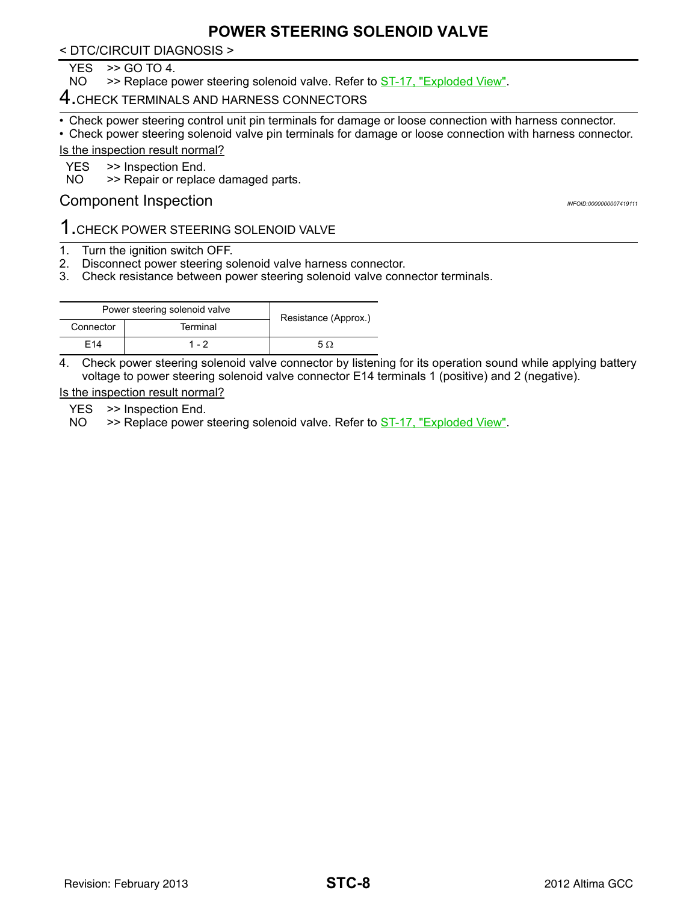YES >> GO TO 4.
NO >> Replace power steering solenoid valve. Refer to ST-17, "Exploded View".

## 4.CHECK TERMINALS AND HARNESS CONNECTORS

- Check power steering control unit pin terminals for damage or loose connection with harness connector.
- Check power steering solenoid valve pin terminals for damage or loose connection with harness connector.

Is the inspection result normal?

YES >> Inspection End.
NO >> Repair or replace damaged parts.

## Component Inspection

*INFOID:0000000007419111*

## 1.CHECK POWER STEERING SOLENOID VALVE

1. Turn the ignition switch OFF.
2. Disconnect power steering solenoid valve harness connector.
3. Check resistance between power steering solenoid valve connector terminals.

| Power steering solenoid valve | | Resistance (Approx.) |
|---|---|---|
| Connector | Terminal | |
| E14 | 1 - 2 | 5 Ω |

4. Check power steering solenoid valve connector by listening for its operation sound while applying battery voltage to power steering solenoid valve connector E14 terminals 1 (positive) and 2 (negative).

Is the inspection result normal?

YES >> Inspection End.
NO >> Replace power steering solenoid valve. Refer to ST-17, "Exploded View".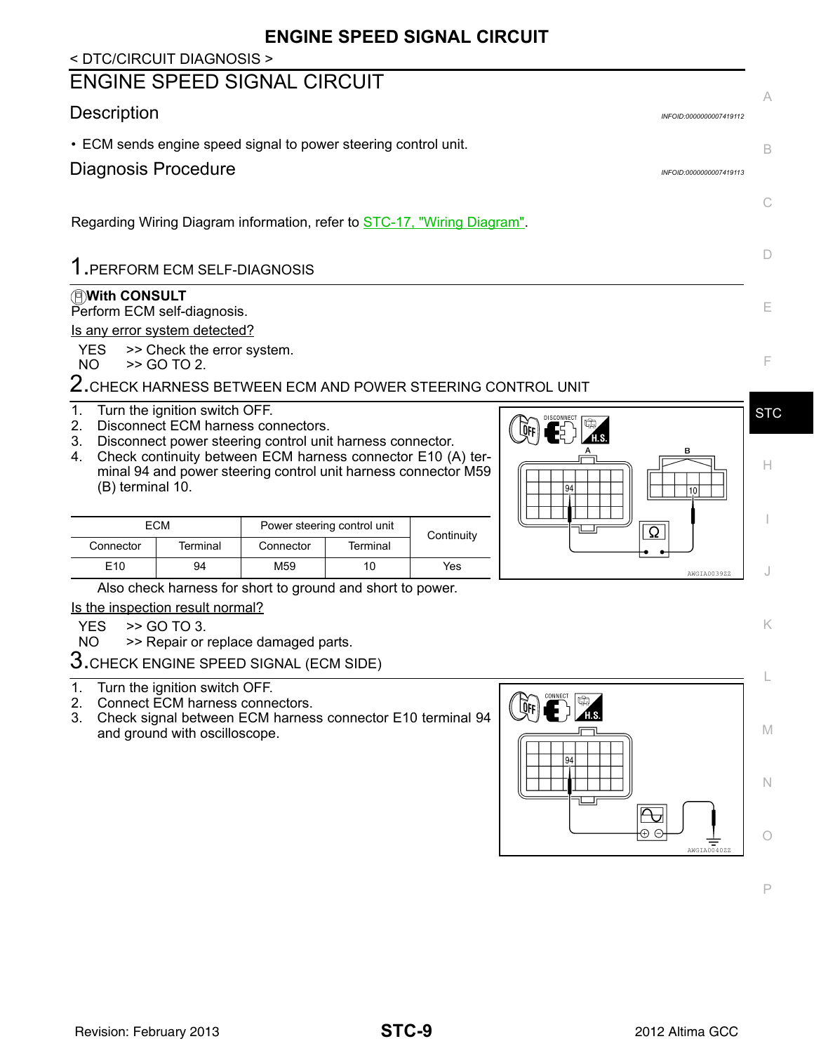< DTC/CIRCUIT DIAGNOSIS >

# ENGINE SPEED SIGNAL CIRCUIT

## Description

INFOID:0000000007419112

- ECM sends engine speed signal to power steering control unit.

## Diagnosis Procedure

INFOID:0000000007419113

Regarding Wiring Diagram information, refer to STC-17, "Wiring Diagram".

### 1.PERFORM ECM SELF-DIAGNOSIS

**With CONSULT**
Perform ECM self-diagnosis.

Is any error system detected?

YES >> Check the error system.
NO >> GO TO 2.

### 2.CHECK HARNESS BETWEEN ECM AND POWER STEERING CONTROL UNIT

1. Turn the ignition switch OFF.
2. Disconnect ECM harness connectors.
3. Disconnect power steering control unit harness connector.
4. Check continuity between ECM harness connector E10 (A) terminal 94 and power steering control unit harness connector M59 (B) terminal 10.

| ECM | | Power steering control unit | | Continuity |
|---|---|---|---|---|
| Connector | Terminal | Connector | Terminal | |
| E10 | 94 | M59 | 10 | Yes |

Also check harness for short to ground and short to power.

Is the inspection result normal?

YES >> GO TO 3.
NO >> Repair or replace damaged parts.

### 3.CHECK ENGINE SPEED SIGNAL (ECM SIDE)

1. Turn the ignition switch OFF.
2. Connect ECM harness connectors.
3. Check signal between ECM harness connector E10 terminal 94 and ground with oscilloscope.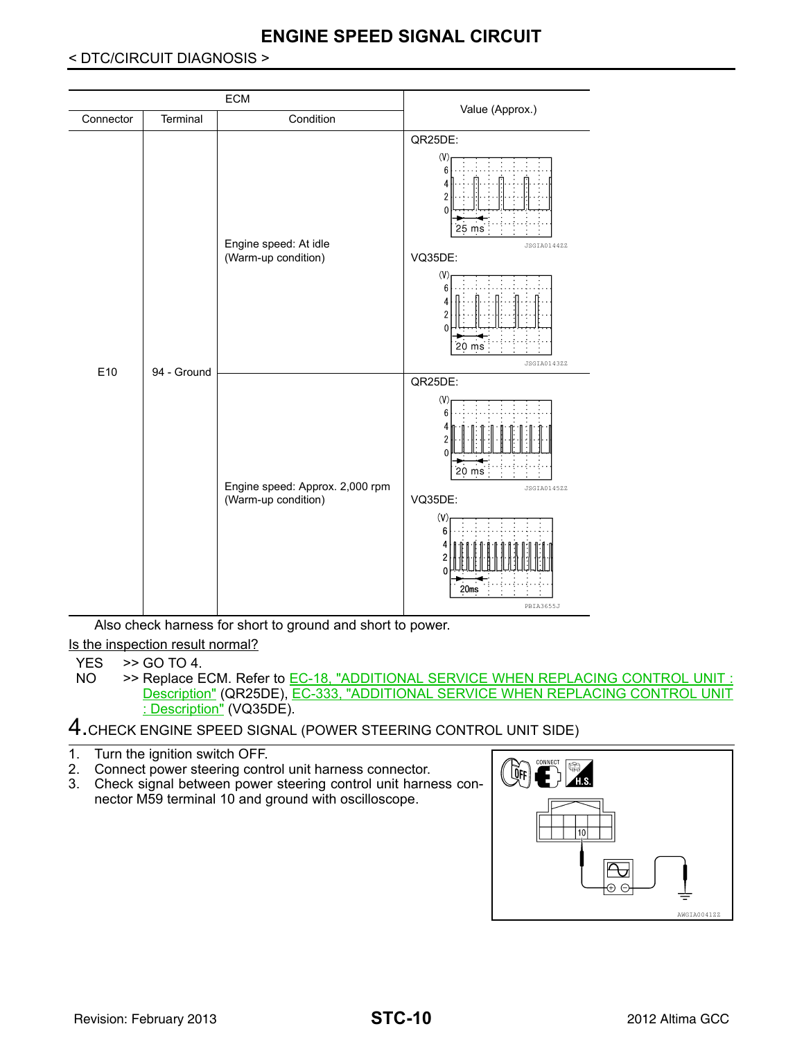< DTC/CIRCUIT DIAGNOSIS >

| ECM | | | Value (Approx.) |
|---|---|---|---|
| Connector | Terminal | Condition | |
| E10 | 94 - Ground | Engine speed: At idle (Warm-up condition) | QR25DE: (waveform, 25 ms) JSGIA0144ZZ<br>VQ35DE: (waveform, 20 ms) JSGIA0143ZZ |
| | | Engine speed: Approx. 2,000 rpm (Warm-up condition) | QR25DE: (waveform, 20 ms) JSGIA0145ZZ<br>VQ35DE: (waveform, 20ms) PBIA3655J |

Also check harness for short to ground and short to power.

Is the inspection result normal?

YES >> GO TO 4.

NO >> Replace ECM. Refer to EC-18, "ADDITIONAL SERVICE WHEN REPLACING CONTROL UNIT : Description" (QR25DE), EC-333, "ADDITIONAL SERVICE WHEN REPLACING CONTROL UNIT : Description" (VQ35DE).

## 4. CHECK ENGINE SPEED SIGNAL (POWER STEERING CONTROL UNIT SIDE)

1. Turn the ignition switch OFF.
2. Connect power steering control unit harness connector.
3. Check signal between power steering control unit harness connector M59 terminal 10 and ground with oscilloscope.

AWGIA0041ZZ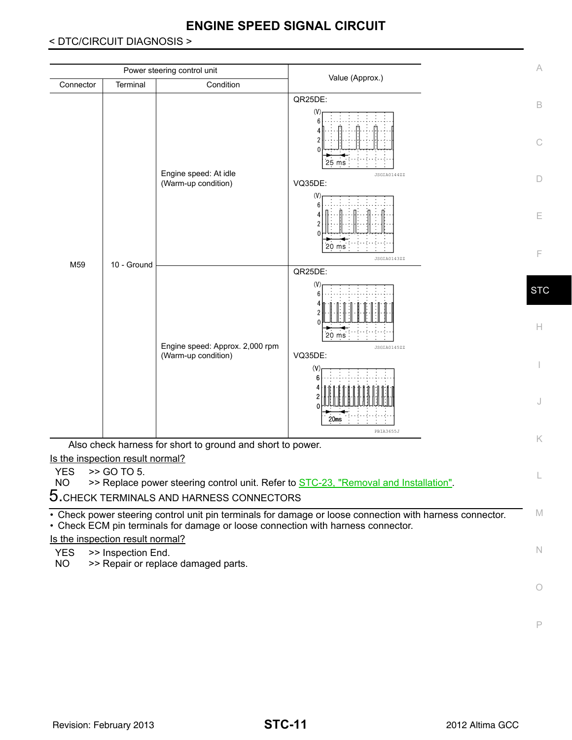| Power steering control unit | | | Value (Approx.) |
|---|---|---|---|
| Connector | Terminal | Condition | |
| M59 | 10 - Ground | Engine speed: At idle (Warm-up condition) | QR25DE: (waveform, 25 ms) JSGIA0144ZZ VQ35DE: (waveform, 20 ms) JSGIA0143ZZ |
| | | Engine speed: Approx. 2,000 rpm (Warm-up condition) | QR25DE: (waveform, 20 ms) JSGIA0145ZZ VQ35DE: (waveform, 20ms) PBIA3655J |

Also check harness for short to ground and short to power.

Is the inspection result normal?

YES >> GO TO 5.
NO >> Replace power steering control unit. Refer to STC-23, "Removal and Installation".

## 5. CHECK TERMINALS AND HARNESS CONNECTORS

- Check power steering control unit pin terminals for damage or loose connection with harness connector.
- Check ECM pin terminals for damage or loose connection with harness connector.

Is the inspection result normal?

YES >> Inspection End.
NO >> Repair or replace damaged parts.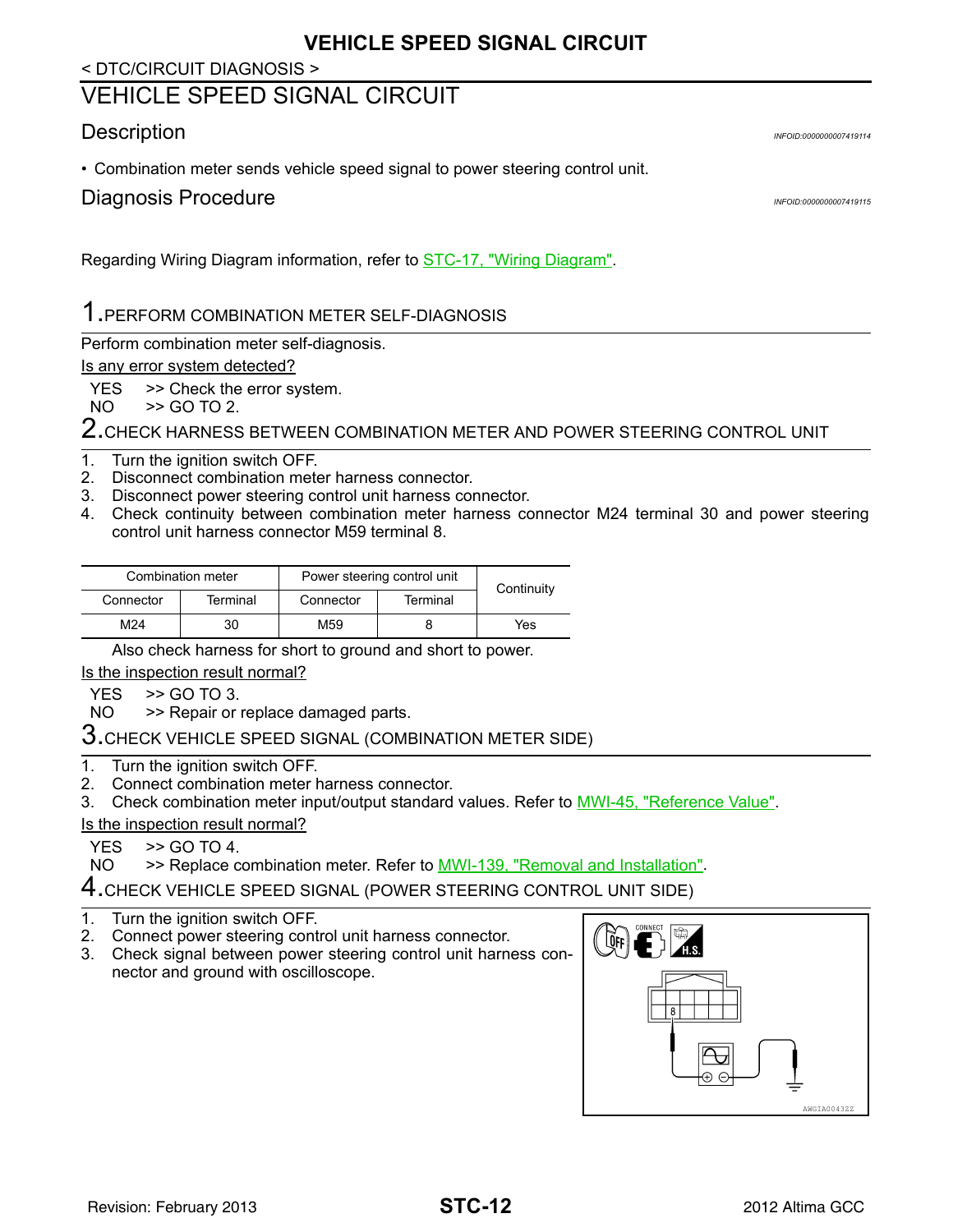< DTC/CIRCUIT DIAGNOSIS >

# VEHICLE SPEED SIGNAL CIRCUIT

## Description

INFOID:0000000007419114

- Combination meter sends vehicle speed signal to power steering control unit.

## Diagnosis Procedure

INFOID:0000000007419115

Regarding Wiring Diagram information, refer to STC-17, "Wiring Diagram".

### 1.PERFORM COMBINATION METER SELF-DIAGNOSIS

Perform combination meter self-diagnosis.

Is any error system detected?

YES >> Check the error system.
NO >> GO TO 2.

### 2.CHECK HARNESS BETWEEN COMBINATION METER AND POWER STEERING CONTROL UNIT

1. Turn the ignition switch OFF.
2. Disconnect combination meter harness connector.
3. Disconnect power steering control unit harness connector.
4. Check continuity between combination meter harness connector M24 terminal 30 and power steering control unit harness connector M59 terminal 8.

| Combination meter | | Power steering control unit | | Continuity |
|---|---|---|---|---|
| Connector | Terminal | Connector | Terminal | |
| M24 | 30 | M59 | 8 | Yes |

Also check harness for short to ground and short to power.

Is the inspection result normal?

YES >> GO TO 3.
NO >> Repair or replace damaged parts.

### 3.CHECK VEHICLE SPEED SIGNAL (COMBINATION METER SIDE)

1. Turn the ignition switch OFF.
2. Connect combination meter harness connector.
3. Check combination meter input/output standard values. Refer to MWI-45, "Reference Value".

Is the inspection result normal?

YES >> GO TO 4.
NO >> Replace combination meter. Refer to MWI-139, "Removal and Installation".

### 4.CHECK VEHICLE SPEED SIGNAL (POWER STEERING CONTROL UNIT SIDE)

1. Turn the ignition switch OFF.
2. Connect power steering control unit harness connector.
3. Check signal between power steering control unit harness connector and ground with oscilloscope.

AWGIA0043ZZ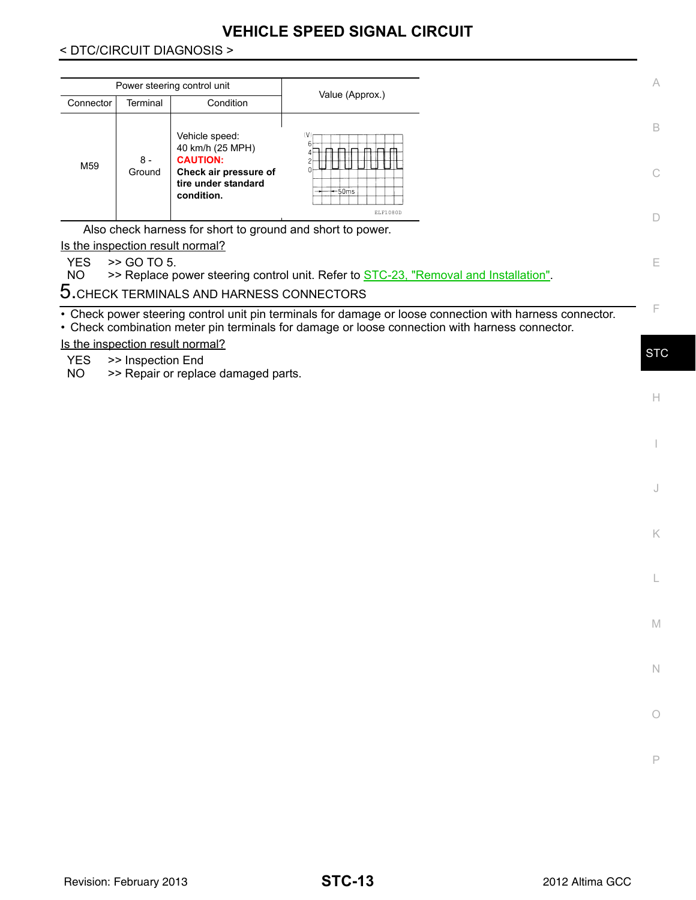# VEHICLE SPEED SIGNAL CIRCUIT

< DTC/CIRCUIT DIAGNOSIS >

| Power steering control unit | | | Value (Approx.) |
|---|---|---|---|
| Connector | Terminal | Condition | |
| M59 | 8 - Ground | Vehicle speed: 40 km/h (25 MPH) **CAUTION:** **Check air pressure of tire under standard condition.** | (V) 6 4 2 0 50ms ELF1080D |

Also check harness for short to ground and short to power.

Is the inspection result normal?

YES >> GO TO 5.
NO >> Replace power steering control unit. Refer to STC-23, "Removal and Installation".

## 5.CHECK TERMINALS AND HARNESS CONNECTORS

- Check power steering control unit pin terminals for damage or loose connection with harness connector.
- Check combination meter pin terminals for damage or loose connection with harness connector.

Is the inspection result normal?

YES >> Inspection End
NO >> Repair or replace damaged parts.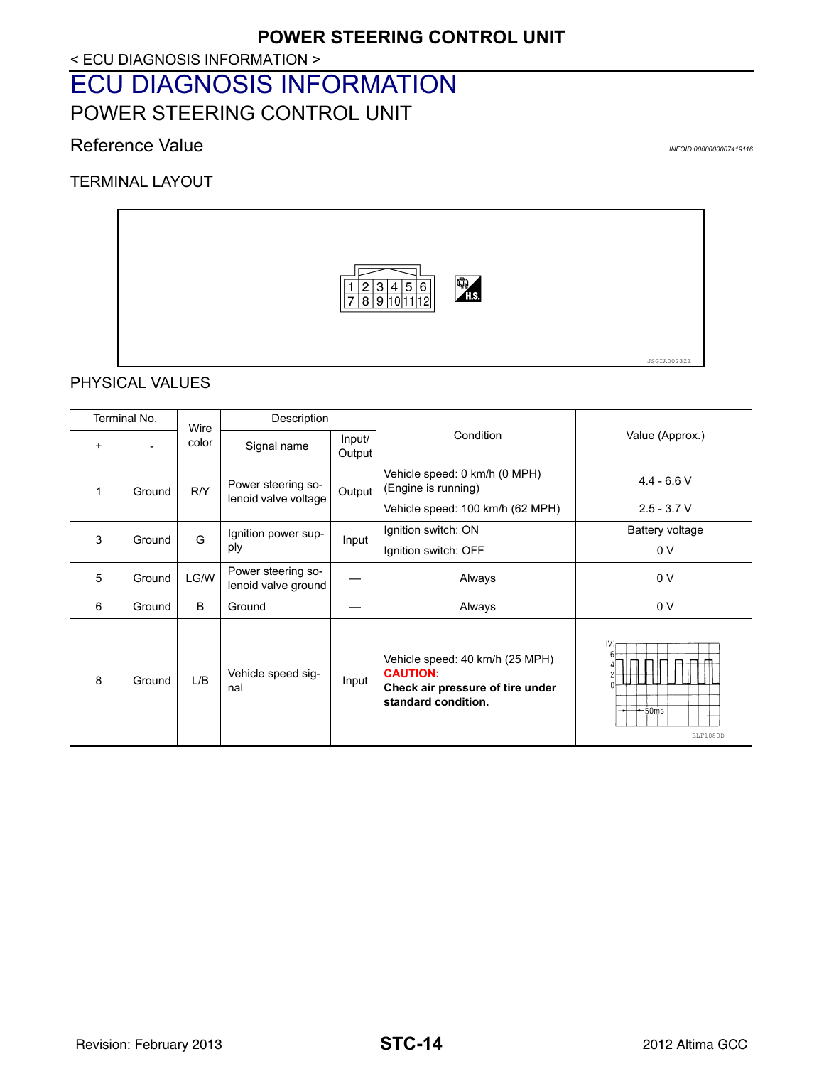< ECU DIAGNOSIS INFORMATION >

# ECU DIAGNOSIS INFORMATION

## POWER STEERING CONTROL UNIT

### Reference Value

INFOID:0000000007419116

#### TERMINAL LAYOUT

1 2 3 4 5 6
7 8 9 10 11 12

H.S.

JSGIA0023ZZ

#### PHYSICAL VALUES

| Terminal No. | | Wire color | Description | | Condition | Value (Approx.) |
|---|---|---|---|---|---|---|
| + | - | | Signal name | Input/ Output | | |
| 1 | Ground | R/Y | Power steering solenoid valve voltage | Output | Vehicle speed: 0 km/h (0 MPH) (Engine is running) | 4.4 - 6.6 V |
| | | | | | Vehicle speed: 100 km/h (62 MPH) | 2.5 - 3.7 V |
| 3 | Ground | G | Ignition power supply | Input | Ignition switch: ON | Battery voltage |
| | | | | | Ignition switch: OFF | 0 V |
| 5 | Ground | LG/W | Power steering solenoid valve ground | — | Always | 0 V |
| 6 | Ground | B | Ground | — | Always | 0 V |
| 8 | Ground | L/B | Vehicle speed signal | Input | Vehicle speed: 40 km/h (25 MPH) **CAUTION:** **Check air pressure of tire under standard condition.** | (V) 6 4 2 0 ← 50ms ELF1080D |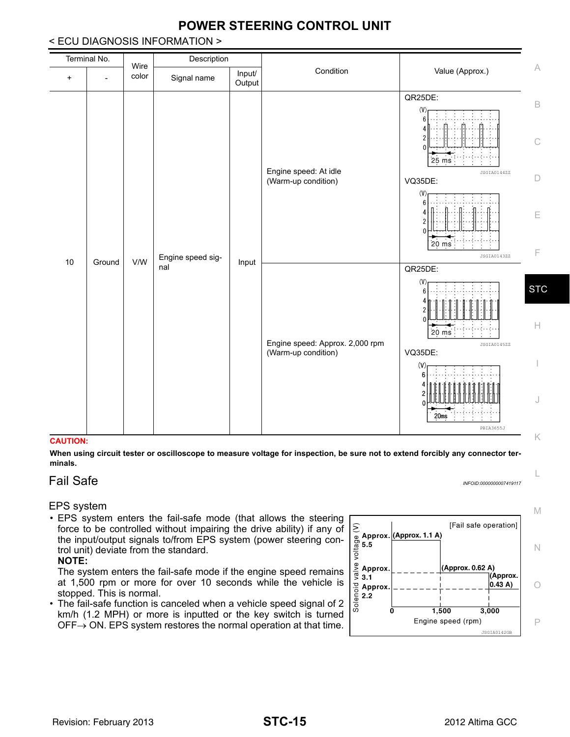# POWER STEERING CONTROL UNIT

< ECU DIAGNOSIS INFORMATION >

| Terminal No. | | Wire color | Description | | Condition | Value (Approx.) |
|---|---|---|---|---|---|---|
| + | - | | Signal name | Input/ Output | | |
| 10 | Ground | V/W | Engine speed signal | Input | Engine speed: At idle (Warm-up condition) | QR25DE: JSGIA0144ZZ; VQ35DE: JSGIA0143ZZ |
| | | | | | Engine speed: Approx. 2,000 rpm (Warm-up condition) | QR25DE: JSGIA0145ZZ; VQ35DE: PBIA3655J |

**CAUTION:**

**When using circuit tester or oscilloscope to measure voltage for inspection, be sure not to extend forcibly any connector terminals.**

## Fail Safe

INFOID:0000000007419117

### EPS system

- EPS system enters the fail-safe mode (that allows the steering force to be controlled without impairing the drive ability) if any of the input/output signals to/from EPS system (power steering control unit) deviate from the standard.

  **NOTE:**

  The system enters the fail-safe mode if the engine speed remains at 1,500 rpm or more for over 10 seconds while the vehicle is stopped. This is normal.

- The fail-safe function is canceled when a vehicle speed signal of 2 km/h (1.2 MPH) or more is inputted or the key switch is turned OFF→ ON. EPS system restores the normal operation at that time.

[Fail safe operation]

Solenoid valve voltage (V): Approx. 5.5 (Approx. 1.1 A); Approx. 3.1 (Approx. 0.62 A); Approx. 2.2 (Approx. 0.43 A)

Engine speed (rpm): 0, 1,500, 3,000

JSGIA0142GB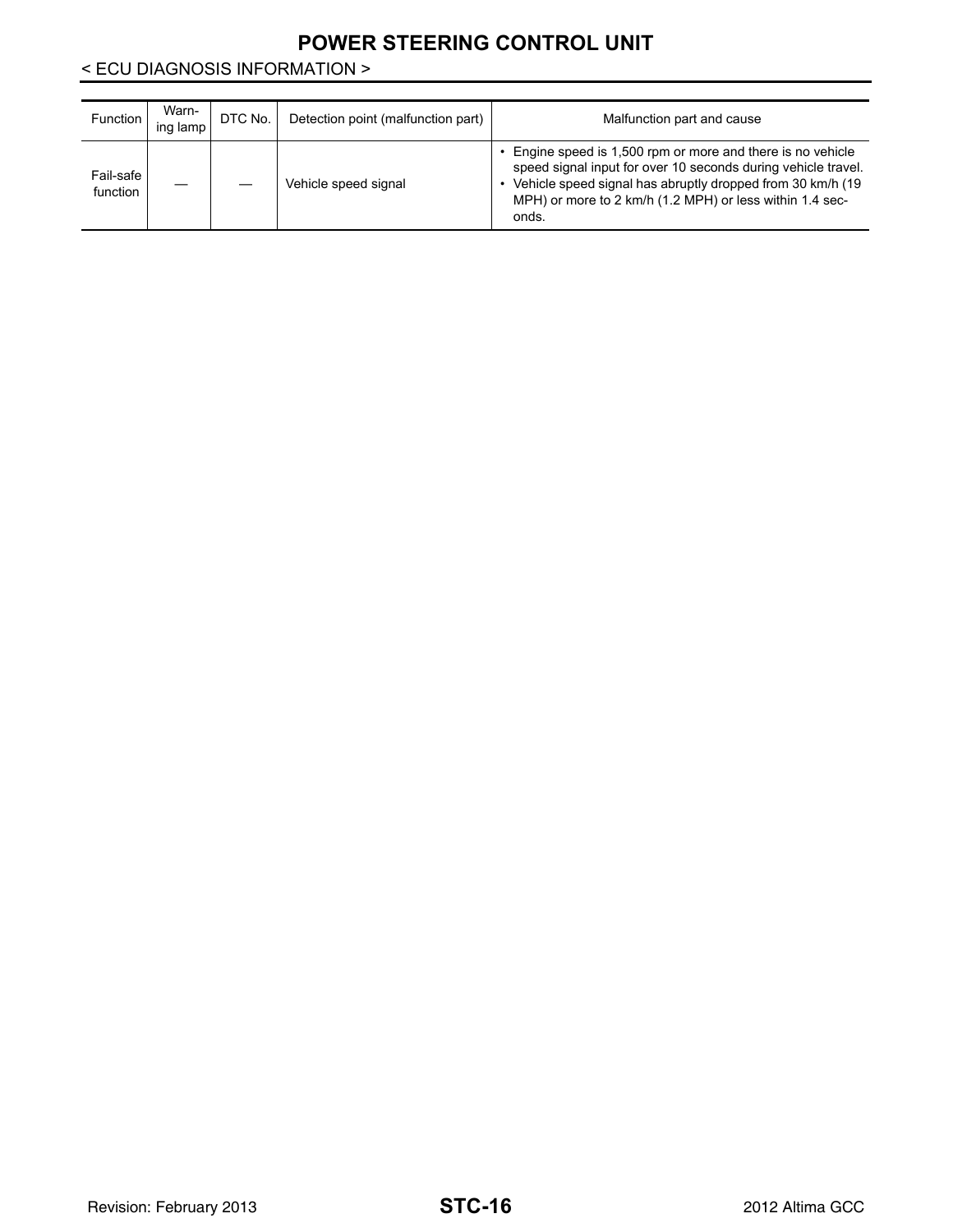| Function | Warning lamp | DTC No. | Detection point (malfunction part) | Malfunction part and cause |
|---|---|---|---|---|
| Fail-safe function | — | — | Vehicle speed signal | • Engine speed is 1,500 rpm or more and there is no vehicle speed signal input for over 10 seconds during vehicle travel.<br>• Vehicle speed signal has abruptly dropped from 30 km/h (19 MPH) or more to 2 km/h (1.2 MPH) or less within 1.4 seconds. |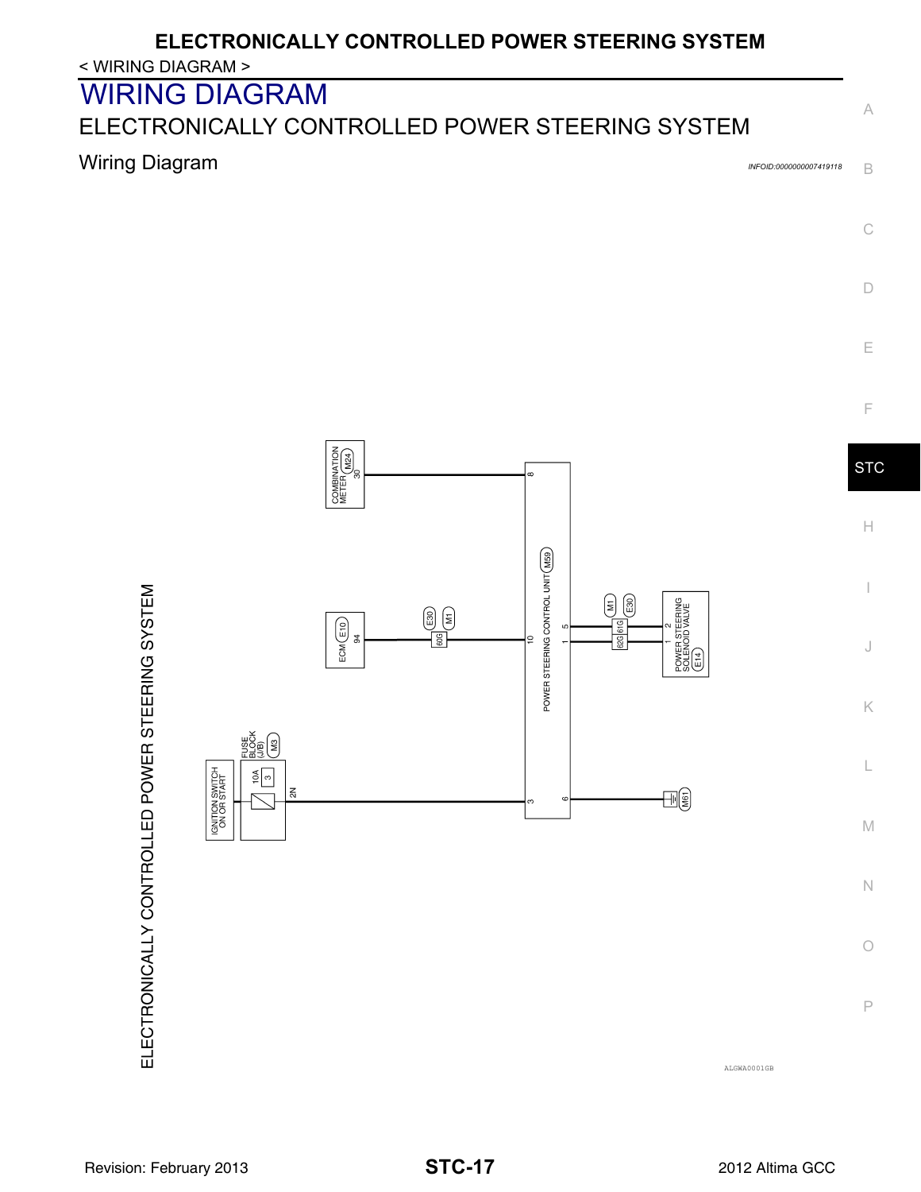# WIRING DIAGRAM

## ELECTRONICALLY CONTROLLED POWER STEERING SYSTEM

### Wiring Diagram

INFOID:0000000007419118

ELECTRONICALLY CONTROLLED POWER STEERING SYSTEM

COMBINATION METER (M24) 30 — 8

ECM (E10) 94 — (E30) (M1) 60G — 10

POWER STEERING CONTROL UNIT (M59)

5 — 61G (M1) (E30) — 2

1 — 62G — 1

POWER STEERING SOLENOID VALVE (E14)

IGNITION SWITCH ON OR START

FUSE BLOCK (J/B) (M3) 10A 3 2N — 3

6 — (M61)

ALGWA0001GB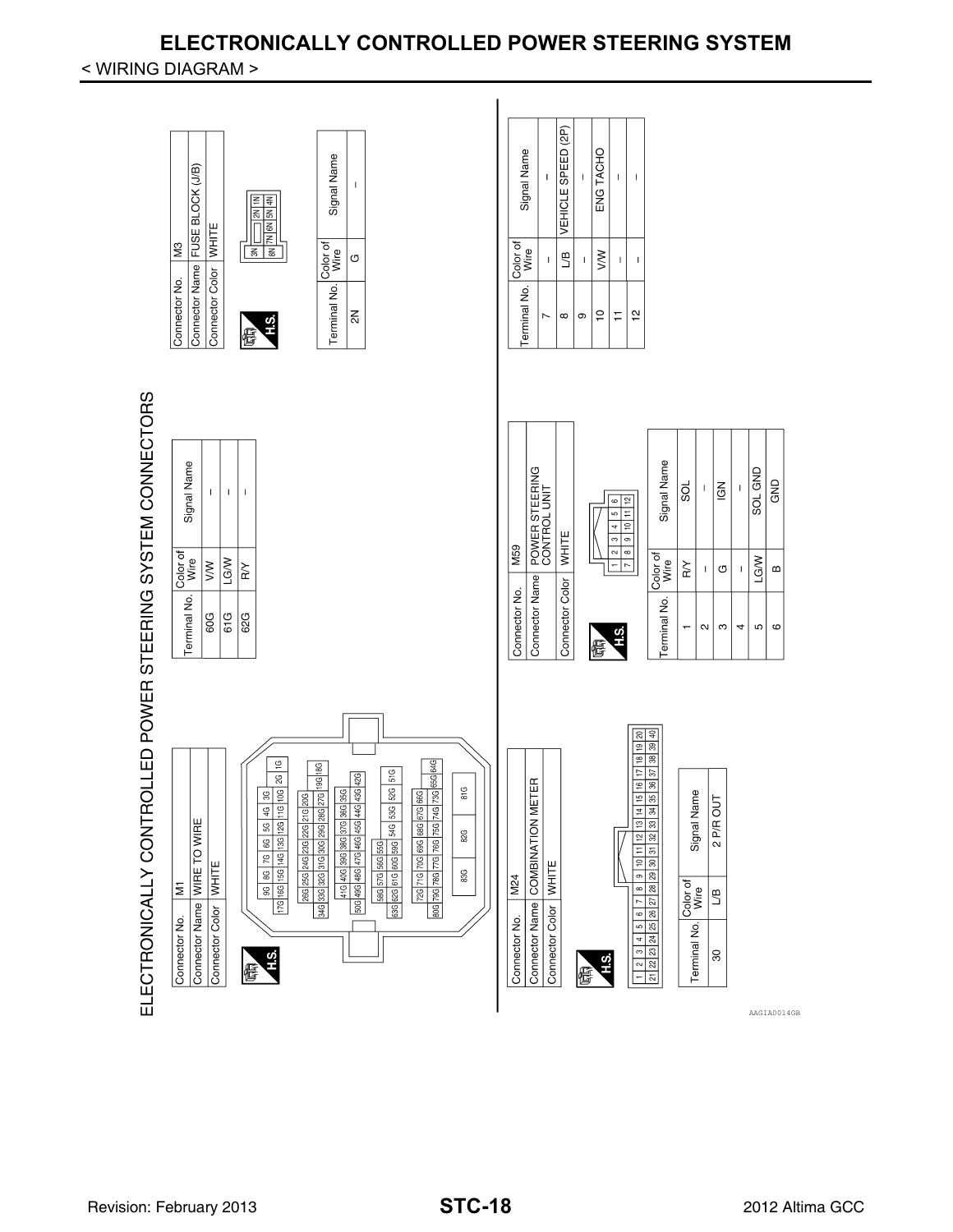# ELECTRONICALLY CONTROLLED POWER STEERING SYSTEM

< WIRING DIAGRAM >

## ELECTRONICALLY CONTROLLED POWER STEERING SYSTEM CONNECTORS

| Connector No. | M1 |
|---|---|
| Connector Name | WIRE TO WIRE |
| Connector Color | WHITE |

H.S.

| Terminal No. | Color of Wire | Signal Name |
|---|---|---|
| 60G | V/W | – |
| 61G | LG/W | – |
| 62G | R/Y | – |

| Connector No. | M3 |
|---|---|
| Connector Name | FUSE BLOCK (J/B) |
| Connector Color | WHITE |

H.S.

| Terminal No. | Color of Wire | Signal Name |
|---|---|---|
| 2N | G | – |

| Connector No. | M24 |
|---|---|
| Connector Name | COMBINATION METER |
| Connector Color | WHITE |

H.S.

| Terminal No. | Color of Wire | Signal Name |
|---|---|---|
| 30 | L/B | 2 P/R OUT |

| Connector No. | M59 |
|---|---|
| Connector Name | POWER STEERING CONTROL UNIT |
| Connector Color | WHITE |

H.S.

| Terminal No. | Color of Wire | Signal Name |
|---|---|---|
| 1 | R/Y | SOL |
| 2 | – | – |
| 3 | G | IGN |
| 4 | – | – |
| 5 | LG/W | SOL GND |
| 6 | B | GND |
| 7 | – | – |
| 8 | L/B | VEHICLE SPEED (2P) |
| 9 | – | – |
| 10 | V/W | ENG TACHO |
| 11 | – | – |
| 12 | – | – |

AAGIA0014GB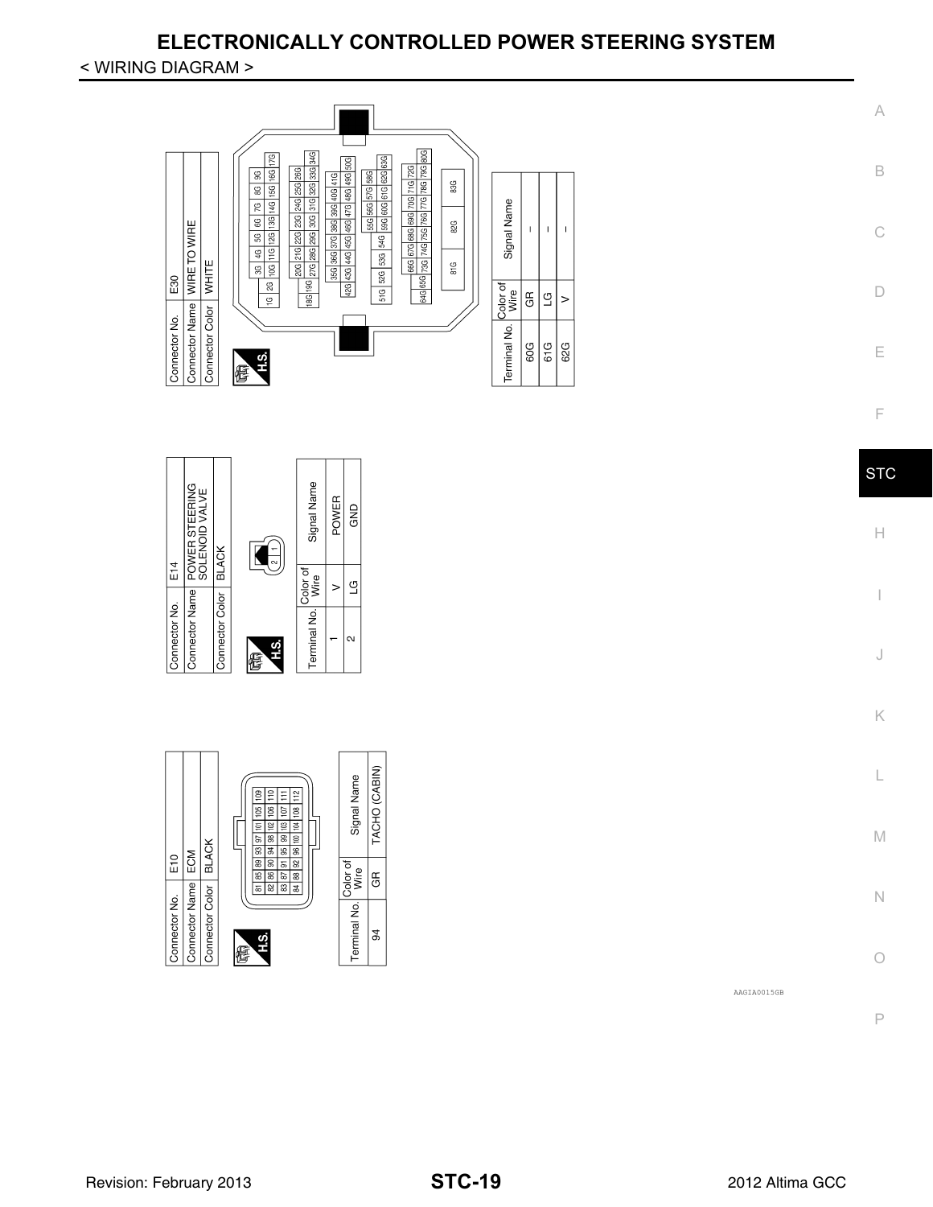# ELECTRONICALLY CONTROLLED POWER STEERING SYSTEM

< WIRING DIAGRAM >

| Connector No. | E30 |
|---|---|
| Connector Name | WIRE TO WIRE |
| Connector Color | WHITE |

H.S.

| Terminal No. | Color of Wire | Signal Name |
|---|---|---|
| 60G | GR | – |
| 61G | LG | – |
| 62G | V | – |

| Connector No. | E14 |
|---|---|
| Connector Name | POWER STEERING SOLENOID VALVE |
| Connector Color | BLACK |

H.S.

| Terminal No. | Color of Wire | Signal Name |
|---|---|---|
| 1 | V | POWER |
| 2 | LG | GND |

| Connector No. | E10 |
|---|---|
| Connector Name | ECM |
| Connector Color | BLACK |

H.S.

| Terminal No. | Color of Wire | Signal Name |
|---|---|---|
| 94 | GR | TACHO (CABIN) |

AAGIA0015GB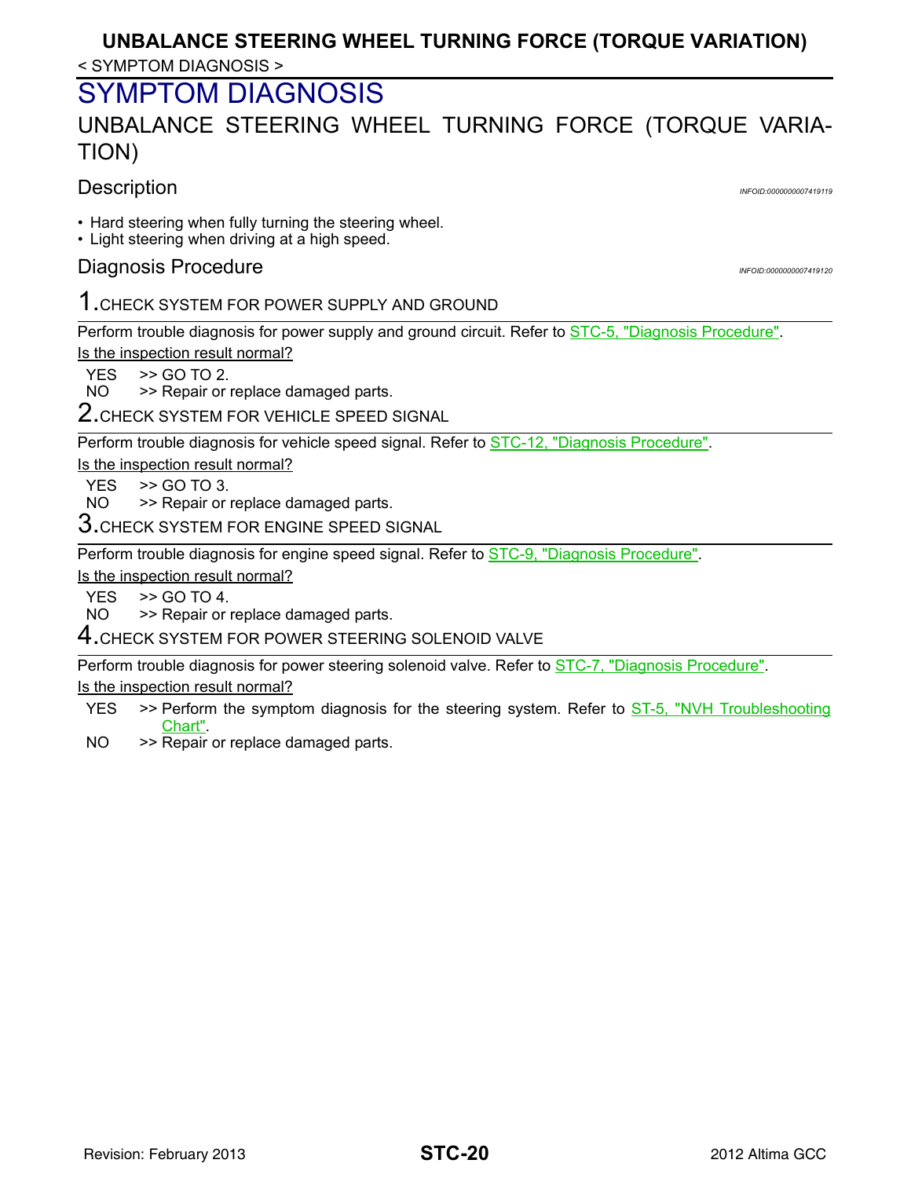# SYMPTOM DIAGNOSIS

## UNBALANCE STEERING WHEEL TURNING FORCE (TORQUE VARIATION)

### Description

INFOID:0000000007419119

- Hard steering when fully turning the steering wheel.
- Light steering when driving at a high speed.

### Diagnosis Procedure

INFOID:0000000007419120

**1.** CHECK SYSTEM FOR POWER SUPPLY AND GROUND

Perform trouble diagnosis for power supply and ground circuit. Refer to STC-5, "Diagnosis Procedure".

Is the inspection result normal?

YES >> GO TO 2.
NO >> Repair or replace damaged parts.

**2.** CHECK SYSTEM FOR VEHICLE SPEED SIGNAL

Perform trouble diagnosis for vehicle speed signal. Refer to STC-12, "Diagnosis Procedure".

Is the inspection result normal?

YES >> GO TO 3.
NO >> Repair or replace damaged parts.

**3.** CHECK SYSTEM FOR ENGINE SPEED SIGNAL

Perform trouble diagnosis for engine speed signal. Refer to STC-9, "Diagnosis Procedure".

Is the inspection result normal?

YES >> GO TO 4.
NO >> Repair or replace damaged parts.

**4.** CHECK SYSTEM FOR POWER STEERING SOLENOID VALVE

Perform trouble diagnosis for power steering solenoid valve. Refer to STC-7, "Diagnosis Procedure".

Is the inspection result normal?

YES >> Perform the symptom diagnosis for the steering system. Refer to ST-5, "NVH Troubleshooting Chart".
NO >> Repair or replace damaged parts.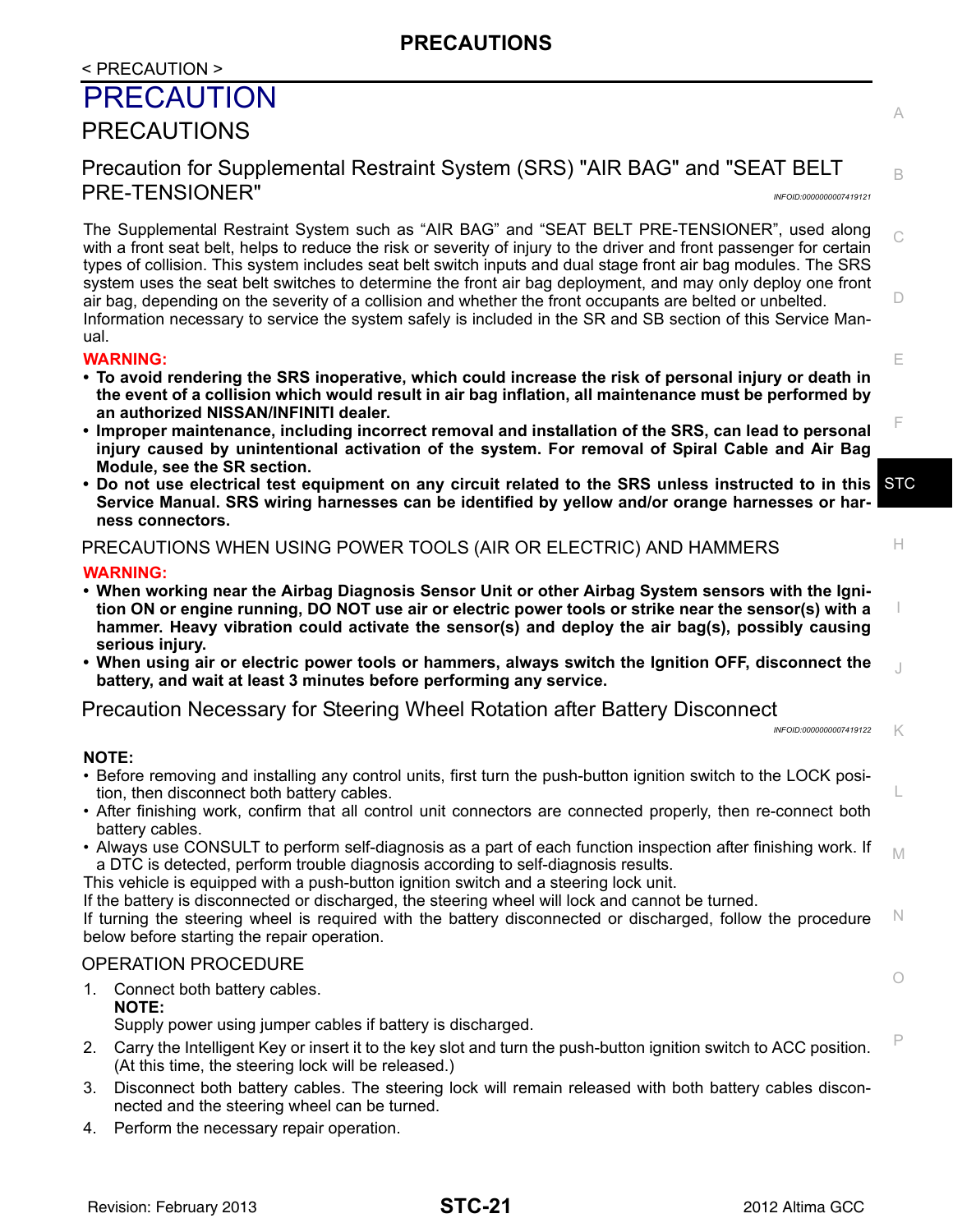# PRECAUTION

## PRECAUTIONS

### Precaution for Supplemental Restraint System (SRS) "AIR BAG" and "SEAT BELT PRE-TENSIONER"

INFOID:0000000007419121

The Supplemental Restraint System such as “AIR BAG” and “SEAT BELT PRE-TENSIONER”, used along with a front seat belt, helps to reduce the risk or severity of injury to the driver and front passenger for certain types of collision. This system includes seat belt switch inputs and dual stage front air bag modules. The SRS system uses the seat belt switches to determine the front air bag deployment, and may only deploy one front air bag, depending on the severity of a collision and whether the front occupants are belted or unbelted.
Information necessary to service the system safely is included in the SR and SB section of this Service Manual.

**WARNING:**

- **To avoid rendering the SRS inoperative, which could increase the risk of personal injury or death in the event of a collision which would result in air bag inflation, all maintenance must be performed by an authorized NISSAN/INFINITI dealer.**
- **Improper maintenance, including incorrect removal and installation of the SRS, can lead to personal injury caused by unintentional activation of the system. For removal of Spiral Cable and Air Bag Module, see the SR section.**
- **Do not use electrical test equipment on any circuit related to the SRS unless instructed to in this Service Manual. SRS wiring harnesses can be identified by yellow and/or orange harnesses or harness connectors.**

#### PRECAUTIONS WHEN USING POWER TOOLS (AIR OR ELECTRIC) AND HAMMERS

**WARNING:**

- **When working near the Airbag Diagnosis Sensor Unit or other Airbag System sensors with the Ignition ON or engine running, DO NOT use air or electric power tools or strike near the sensor(s) with a hammer. Heavy vibration could activate the sensor(s) and deploy the air bag(s), possibly causing serious injury.**
- **When using air or electric power tools or hammers, always switch the Ignition OFF, disconnect the battery, and wait at least 3 minutes before performing any service.**

### Precaution Necessary for Steering Wheel Rotation after Battery Disconnect

INFOID:0000000007419122

**NOTE:**

- Before removing and installing any control units, first turn the push-button ignition switch to the LOCK position, then disconnect both battery cables.
- After finishing work, confirm that all control unit connectors are connected properly, then re-connect both battery cables.
- Always use CONSULT to perform self-diagnosis as a part of each function inspection after finishing work. If a DTC is detected, perform trouble diagnosis according to self-diagnosis results.

This vehicle is equipped with a push-button ignition switch and a steering lock unit.
If the battery is disconnected or discharged, the steering wheel will lock and cannot be turned.
If turning the steering wheel is required with the battery disconnected or discharged, follow the procedure below before starting the repair operation.

#### OPERATION PROCEDURE

1. Connect both battery cables.
   **NOTE:**
   Supply power using jumper cables if battery is discharged.
2. Carry the Intelligent Key or insert it to the key slot and turn the push-button ignition switch to ACC position. (At this time, the steering lock will be released.)
3. Disconnect both battery cables. The steering lock will remain released with both battery cables disconnected and the steering wheel can be turned.
4. Perform the necessary repair operation.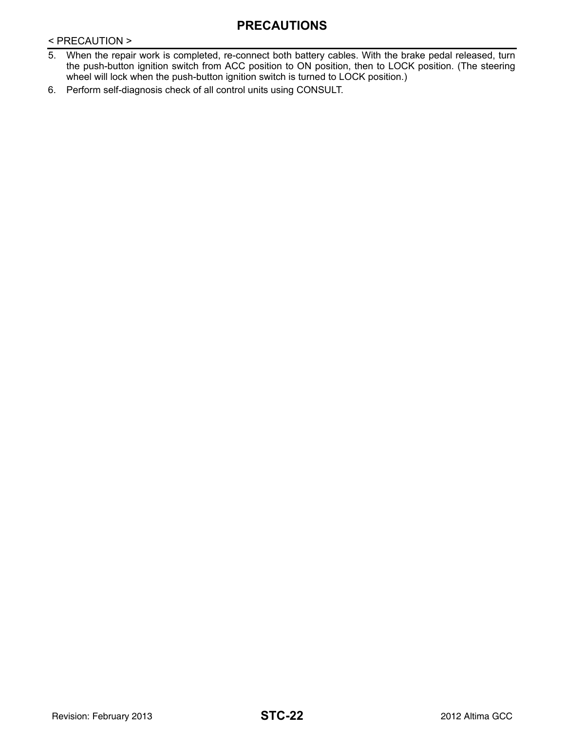5. When the repair work is completed, re-connect both battery cables. With the brake pedal released, turn the push-button ignition switch from ACC position to ON position, then to LOCK position. (The steering wheel will lock when the push-button ignition switch is turned to LOCK position.)
6. Perform self-diagnosis check of all control units using CONSULT.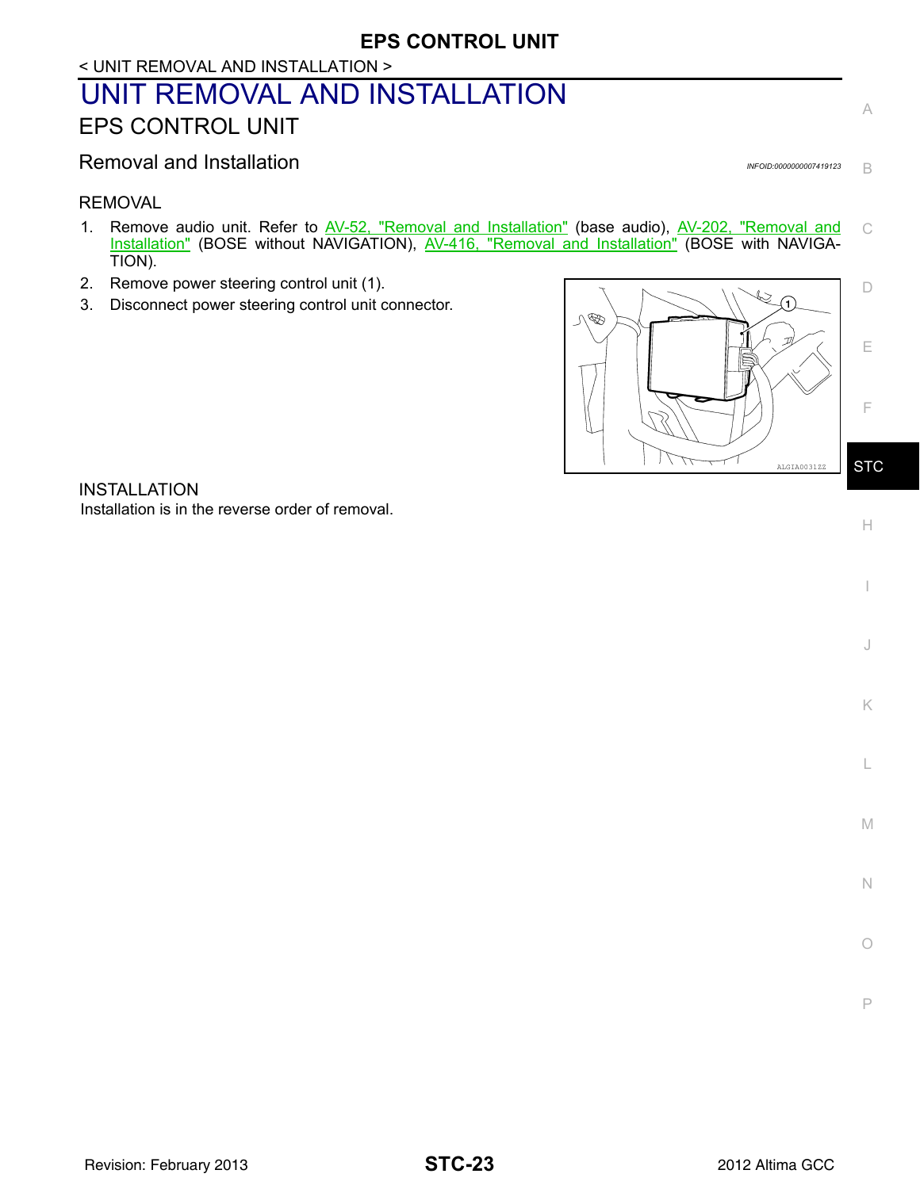# UNIT REMOVAL AND INSTALLATION

## EPS CONTROL UNIT

### Removal and Installation

INFOID:0000000007419123

#### REMOVAL

1. Remove audio unit. Refer to AV-52, "Removal and Installation" (base audio), AV-202, "Removal and Installation" (BOSE without NAVIGATION), AV-416, "Removal and Installation" (BOSE with NAVIGATION).
2. Remove power steering control unit (1).
3. Disconnect power steering control unit connector.

ALGIA0031ZZ

#### INSTALLATION

Installation is in the reverse order of removal.